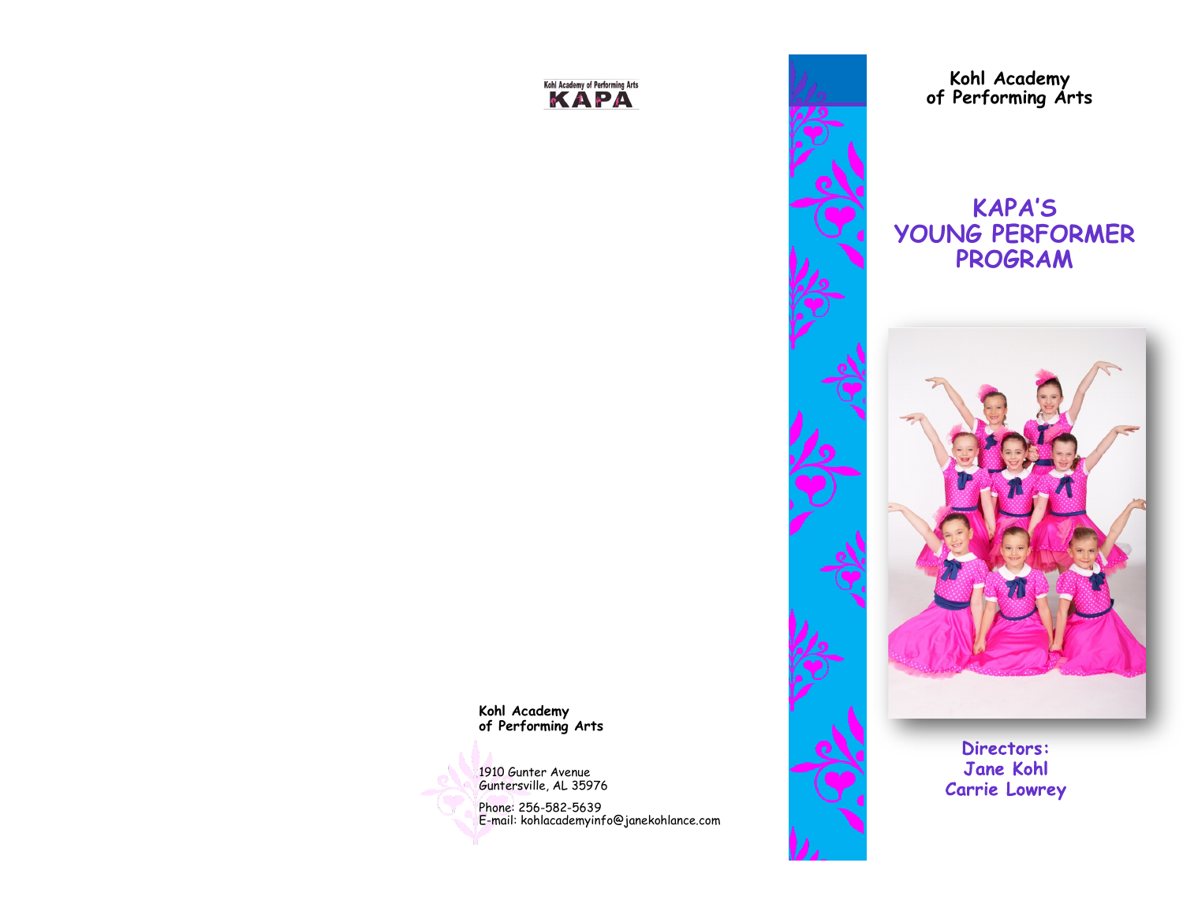Kohl Academy of Performing Arts
KAPA

**Kohl Academy**
**of Performing Arts**

1910 Gunter Avenue
Guntersville, AL 35976

Phone: 256-582-5639
E-mail: kohlacademyinfo@janekohlance.com

**Kohl Academy**
**of Performing Arts**

# KAPA'S YOUNG PERFORMER PROGRAM

**Directors:**
**Jane Kohl**
**Carrie Lowrey**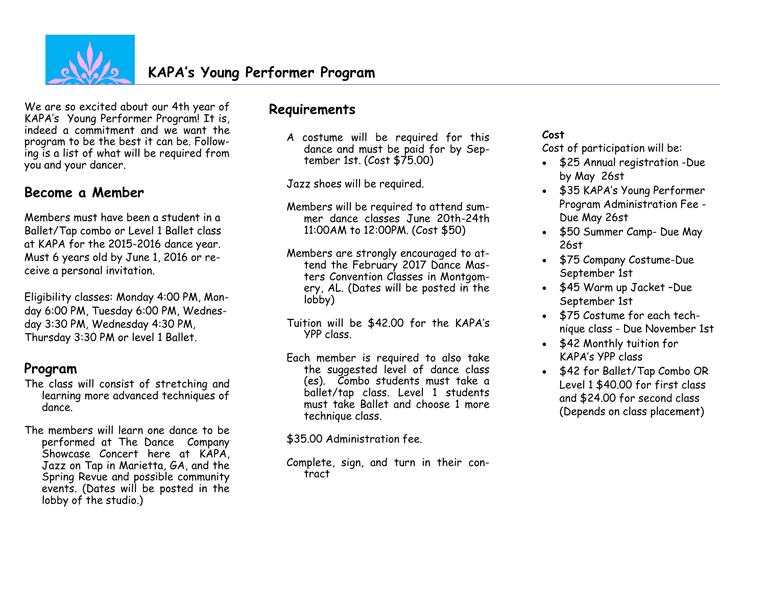# KAPA's Young Performer Program

We are so excited about our 4th year of KAPA's Young Performer Program! It is, indeed a commitment and we want the program to be the best it can be. Following is a list of what will be required from you and your dancer.

## Become a Member

Members must have been a student in a Ballet/Tap combo or Level 1 Ballet class at KAPA for the 2015-2016 dance year. Must 6 years old by June 1, 2016 or receive a personal invitation.

Eligibility classes: Monday 4:00 PM, Monday 6:00 PM, Tuesday 6:00 PM, Wednesday 3:30 PM, Wednesday 4:30 PM, Thursday 3:30 PM or level 1 Ballet.

## Program

The class will consist of stretching and learning more advanced techniques of dance.

The members will learn one dance to be performed at The Dance Company Showcase Concert here at KAPA, Jazz on Tap in Marietta, GA, and the Spring Revue and possible community events. (Dates will be posted in the lobby of the studio.)

## Requirements

A costume will be required for this dance and must be paid for by September 1st. (Cost $75.00)

Jazz shoes will be required.

Members will be required to attend summer dance classes June 20th-24th 11:00AM to 12:00PM. (Cost $50)

Members are strongly encouraged to attend the February 2017 Dance Masters Convention Classes in Montgomery, AL. (Dates will be posted in the lobby)

Tuition will be $42.00 for the KAPA's YPP class.

Each member is required to also take the suggested level of dance class (es). Combo students must take a ballet/tap class. Level 1 students must take Ballet and choose 1 more technique class.

$35.00 Administration fee.

Complete, sign, and turn in their contract

**Cost**

Cost of participation will be:

- $25 Annual registration -Due by May 26st
- $35 KAPA's Young Performer Program Administration Fee - Due May 26st
- $50 Summer Camp- Due May 26st
- $75 Company Costume-Due September 1st
- $45 Warm up Jacket –Due September 1st
- $75 Costume for each technique class - Due November 1st
- $42 Monthly tuition for KAPA's YPP class
- $42 for Ballet/Tap Combo OR Level 1 $40.00 for first class and $24.00 for second class (Depends on class placement)